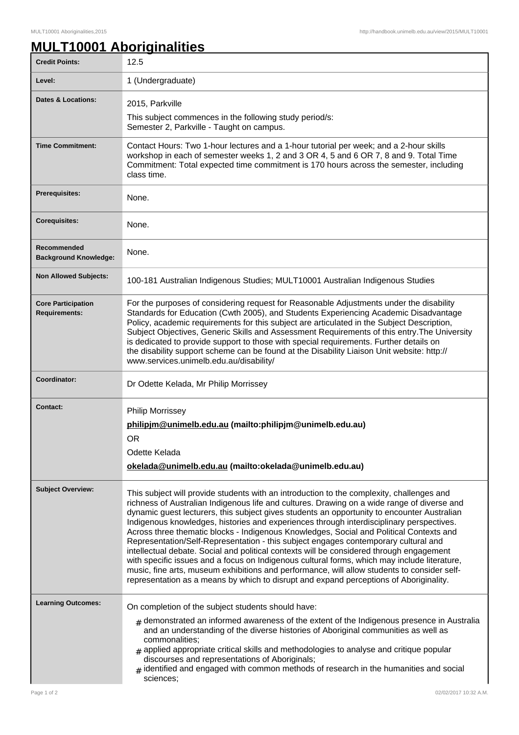# MULT10001 Aboriginalities

| | |
|---|---|
| **Credit Points:** | 12.5 |
| **Level:** | 1 (Undergraduate) |
| **Dates & Locations:** | 2015, Parkville<br>This subject commences in the following study period/s:<br>Semester 2, Parkville - Taught on campus. |
| **Time Commitment:** | Contact Hours: Two 1-hour lectures and a 1-hour tutorial per week; and a 2-hour skills workshop in each of semester weeks 1, 2 and 3 OR 4, 5 and 6 OR 7, 8 and 9. Total Time Commitment: Total expected time commitment is 170 hours across the semester, including class time. |
| **Prerequisites:** | None. |
| **Corequisites:** | None. |
| **Recommended Background Knowledge:** | None. |
| **Non Allowed Subjects:** | 100-181 Australian Indigenous Studies; MULT10001 Australian Indigenous Studies |
| **Core Participation Requirements:** | For the purposes of considering request for Reasonable Adjustments under the disability Standards for Education (Cwth 2005), and Students Experiencing Academic Disadvantage Policy, academic requirements for this subject are articulated in the Subject Description, Subject Objectives, Generic Skills and Assessment Requirements of this entry.The University is dedicated to provide support to those with special requirements. Further details on the disability support scheme can be found at the Disability Liaison Unit website: http://www.services.unimelb.edu.au/disability/ |
| **Coordinator:** | Dr Odette Kelada, Mr Philip Morrissey |
| **Contact:** | Philip Morrissey<br>**philipjm@unimelb.edu.au (mailto:philipjm@unimelb.edu.au)**<br>OR<br>Odette Kelada<br>**okelada@unimelb.edu.au (mailto:okelada@unimelb.edu.au)** |
| **Subject Overview:** | This subject will provide students with an introduction to the complexity, challenges and richness of Australian Indigenous life and cultures. Drawing on a wide range of diverse and dynamic guest lecturers, this subject gives students an opportunity to encounter Australian Indigenous knowledges, histories and experiences through interdisciplinary perspectives. Across three thematic blocks - Indigenous Knowledges, Social and Political Contexts and Representation/Self-Representation - this subject engages contemporary cultural and intellectual debate. Social and political contexts will be considered through engagement with specific issues and a focus on Indigenous cultural forms, which may include literature, music, fine arts, museum exhibitions and performance, will allow students to consider self-representation as a means by which to disrupt and expand perceptions of Aboriginality. |
| **Learning Outcomes:** | On completion of the subject students should have:<br># demonstrated an informed awareness of the extent of the Indigenous presence in Australia and an understanding of the diverse histories of Aboriginal communities as well as commonalities;<br># applied appropriate critical skills and methodologies to analyse and critique popular discourses and representations of Aboriginals;<br># identified and engaged with common methods of research in the humanities and social sciences; |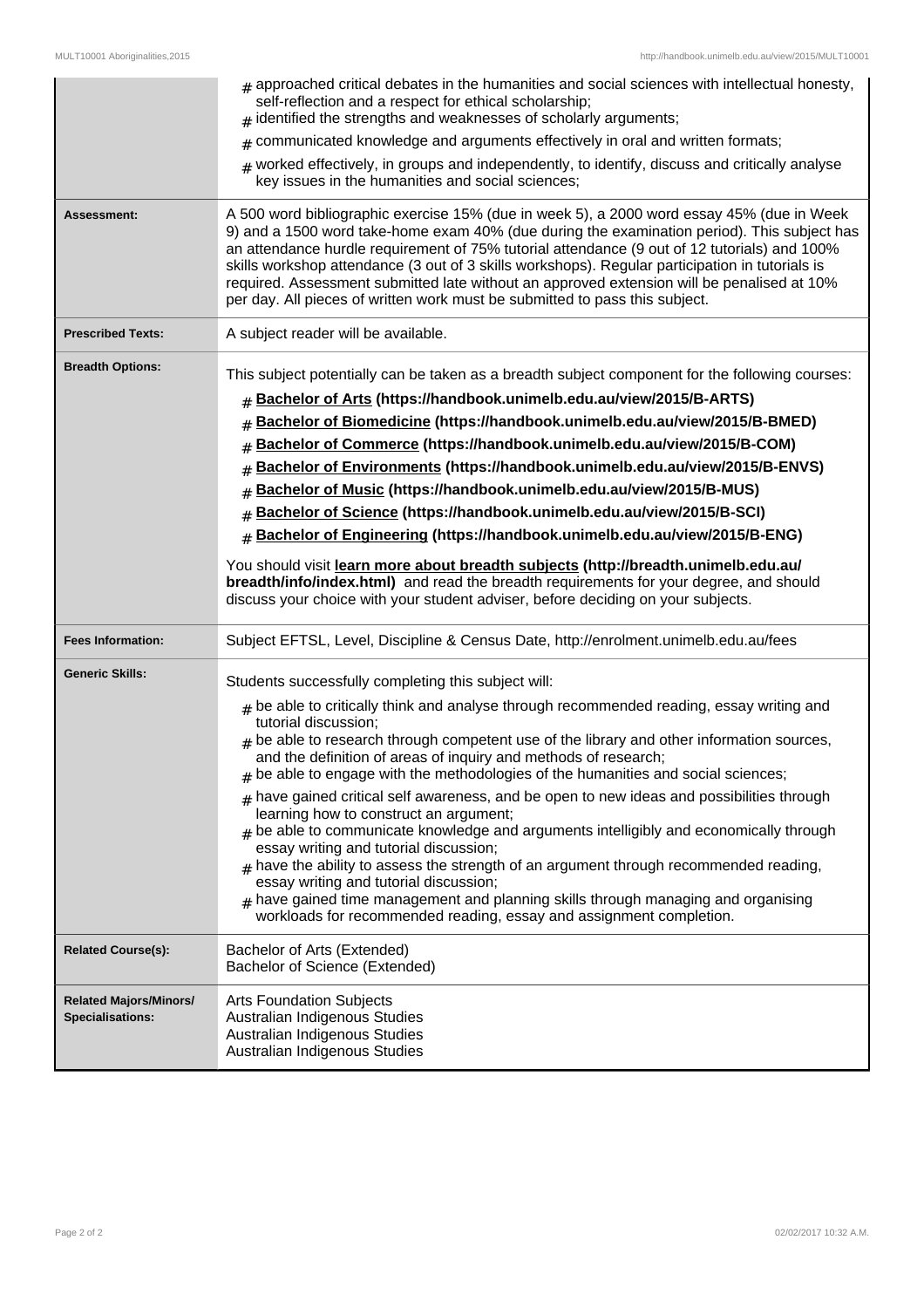| | |
|---|---|
| | - approached critical debates in the humanities and social sciences with intellectual honesty, self-reflection and a respect for ethical scholarship;<br>- identified the strengths and weaknesses of scholarly arguments;<br>- communicated knowledge and arguments effectively in oral and written formats;<br>- worked effectively, in groups and independently, to identify, discuss and critically analyse key issues in the humanities and social sciences; |
| **Assessment:** | A 500 word bibliographic exercise 15% (due in week 5), a 2000 word essay 45% (due in Week 9) and a 1500 word take-home exam 40% (due during the examination period). This subject has an attendance hurdle requirement of 75% tutorial attendance (9 out of 12 tutorials) and 100% skills workshop attendance (3 out of 3 skills workshops). Regular participation in tutorials is required. Assessment submitted late without an approved extension will be penalised at 10% per day. All pieces of written work must be submitted to pass this subject. |
| **Prescribed Texts:** | A subject reader will be available. |
| **Breadth Options:** | This subject potentially can be taken as a breadth subject component for the following courses:<br>- **Bachelor of Arts (https://handbook.unimelb.edu.au/view/2015/B-ARTS)**<br>- **Bachelor of Biomedicine (https://handbook.unimelb.edu.au/view/2015/B-BMED)**<br>- **Bachelor of Commerce (https://handbook.unimelb.edu.au/view/2015/B-COM)**<br>- **Bachelor of Environments (https://handbook.unimelb.edu.au/view/2015/B-ENVS)**<br>- **Bachelor of Music (https://handbook.unimelb.edu.au/view/2015/B-MUS)**<br>- **Bachelor of Science (https://handbook.unimelb.edu.au/view/2015/B-SCI)**<br>- **Bachelor of Engineering (https://handbook.unimelb.edu.au/view/2015/B-ENG)**<br><br>You should visit **learn more about breadth subjects (http://breadth.unimelb.edu.au/breadth/info/index.html)** and read the breadth requirements for your degree, and should discuss your choice with your student adviser, before deciding on your subjects. |
| **Fees Information:** | Subject EFTSL, Level, Discipline & Census Date, http://enrolment.unimelb.edu.au/fees |
| **Generic Skills:** | Students successfully completing this subject will:<br>- be able to critically think and analyse through recommended reading, essay writing and tutorial discussion;<br>- be able to research through competent use of the library and other information sources, and the definition of areas of inquiry and methods of research;<br>- be able to engage with the methodologies of the humanities and social sciences;<br>- have gained critical self awareness, and be open to new ideas and possibilities through learning how to construct an argument;<br>- be able to communicate knowledge and arguments intelligibly and economically through essay writing and tutorial discussion;<br>- have the ability to assess the strength of an argument through recommended reading, essay writing and tutorial discussion;<br>- have gained time management and planning skills through managing and organising workloads for recommended reading, essay and assignment completion. |
| **Related Course(s):** | Bachelor of Arts (Extended)<br>Bachelor of Science (Extended) |
| **Related Majors/Minors/ Specialisations:** | Arts Foundation Subjects<br>Australian Indigenous Studies<br>Australian Indigenous Studies<br>Australian Indigenous Studies |